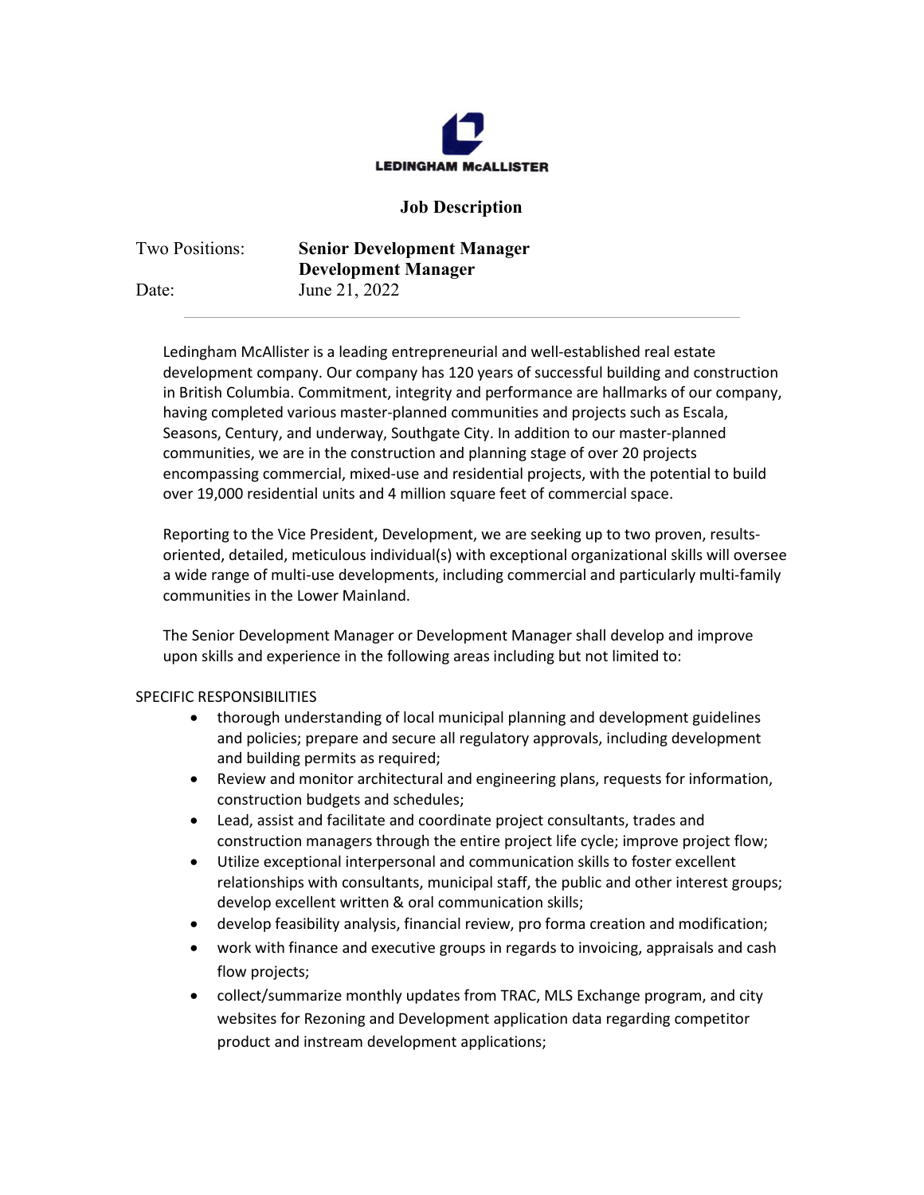**LEDINGHAM McALLISTER**

# Job Description

Two Positions: **Senior Development Manager**
**Development Manager**

Date: June 21, 2022

---

Ledingham McAllister is a leading entrepreneurial and well-established real estate development company. Our company has 120 years of successful building and construction in British Columbia. Commitment, integrity and performance are hallmarks of our company, having completed various master-planned communities and projects such as Escala, Seasons, Century, and underway, Southgate City. In addition to our master-planned communities, we are in the construction and planning stage of over 20 projects encompassing commercial, mixed-use and residential projects, with the potential to build over 19,000 residential units and 4 million square feet of commercial space.

Reporting to the Vice President, Development, we are seeking up to two proven, results-oriented, detailed, meticulous individual(s) with exceptional organizational skills will oversee a wide range of multi-use developments, including commercial and particularly multi-family communities in the Lower Mainland.

The Senior Development Manager or Development Manager shall develop and improve upon skills and experience in the following areas including but not limited to:

SPECIFIC RESPONSIBILITIES

- thorough understanding of local municipal planning and development guidelines and policies; prepare and secure all regulatory approvals, including development and building permits as required;
- Review and monitor architectural and engineering plans, requests for information, construction budgets and schedules;
- Lead, assist and facilitate and coordinate project consultants, trades and construction managers through the entire project life cycle; improve project flow;
- Utilize exceptional interpersonal and communication skills to foster excellent relationships with consultants, municipal staff, the public and other interest groups; develop excellent written & oral communication skills;
- develop feasibility analysis, financial review, pro forma creation and modification;
- work with finance and executive groups in regards to invoicing, appraisals and cash flow projects;
- collect/summarize monthly updates from TRAC, MLS Exchange program, and city websites for Rezoning and Development application data regarding competitor product and instream development applications;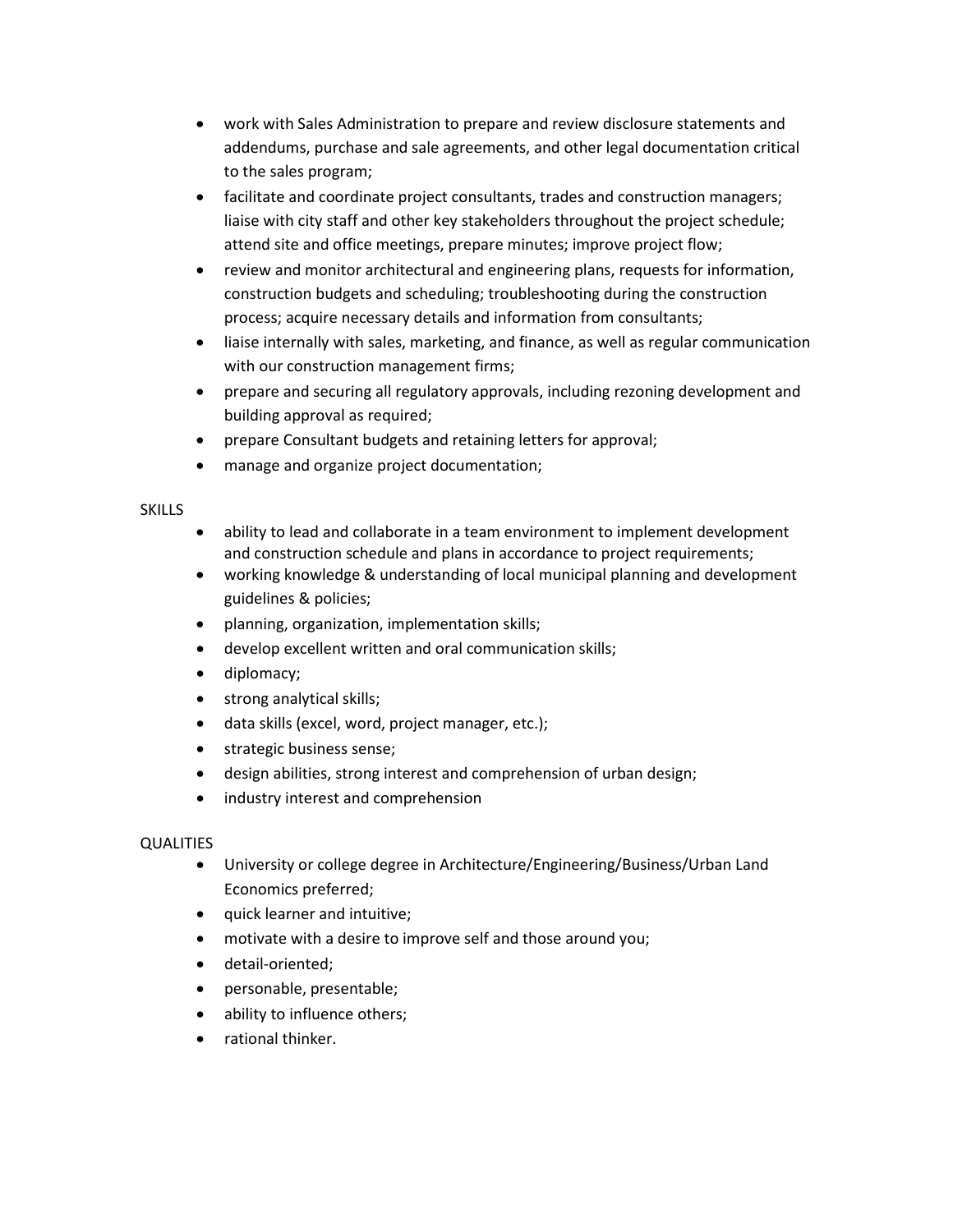- work with Sales Administration to prepare and review disclosure statements and addendums, purchase and sale agreements, and other legal documentation critical to the sales program;
- facilitate and coordinate project consultants, trades and construction managers; liaise with city staff and other key stakeholders throughout the project schedule; attend site and office meetings, prepare minutes; improve project flow;
- review and monitor architectural and engineering plans, requests for information, construction budgets and scheduling; troubleshooting during the construction process; acquire necessary details and information from consultants;
- liaise internally with sales, marketing, and finance, as well as regular communication with our construction management firms;
- prepare and securing all regulatory approvals, including rezoning development and building approval as required;
- prepare Consultant budgets and retaining letters for approval;
- manage and organize project documentation;

SKILLS

- ability to lead and collaborate in a team environment to implement development and construction schedule and plans in accordance to project requirements;
- working knowledge & understanding of local municipal planning and development guidelines & policies;
- planning, organization, implementation skills;
- develop excellent written and oral communication skills;
- diplomacy;
- strong analytical skills;
- data skills (excel, word, project manager, etc.);
- strategic business sense;
- design abilities, strong interest and comprehension of urban design;
- industry interest and comprehension

QUALITIES

- University or college degree in Architecture/Engineering/Business/Urban Land Economics preferred;
- quick learner and intuitive;
- motivate with a desire to improve self and those around you;
- detail-oriented;
- personable, presentable;
- ability to influence others;
- rational thinker.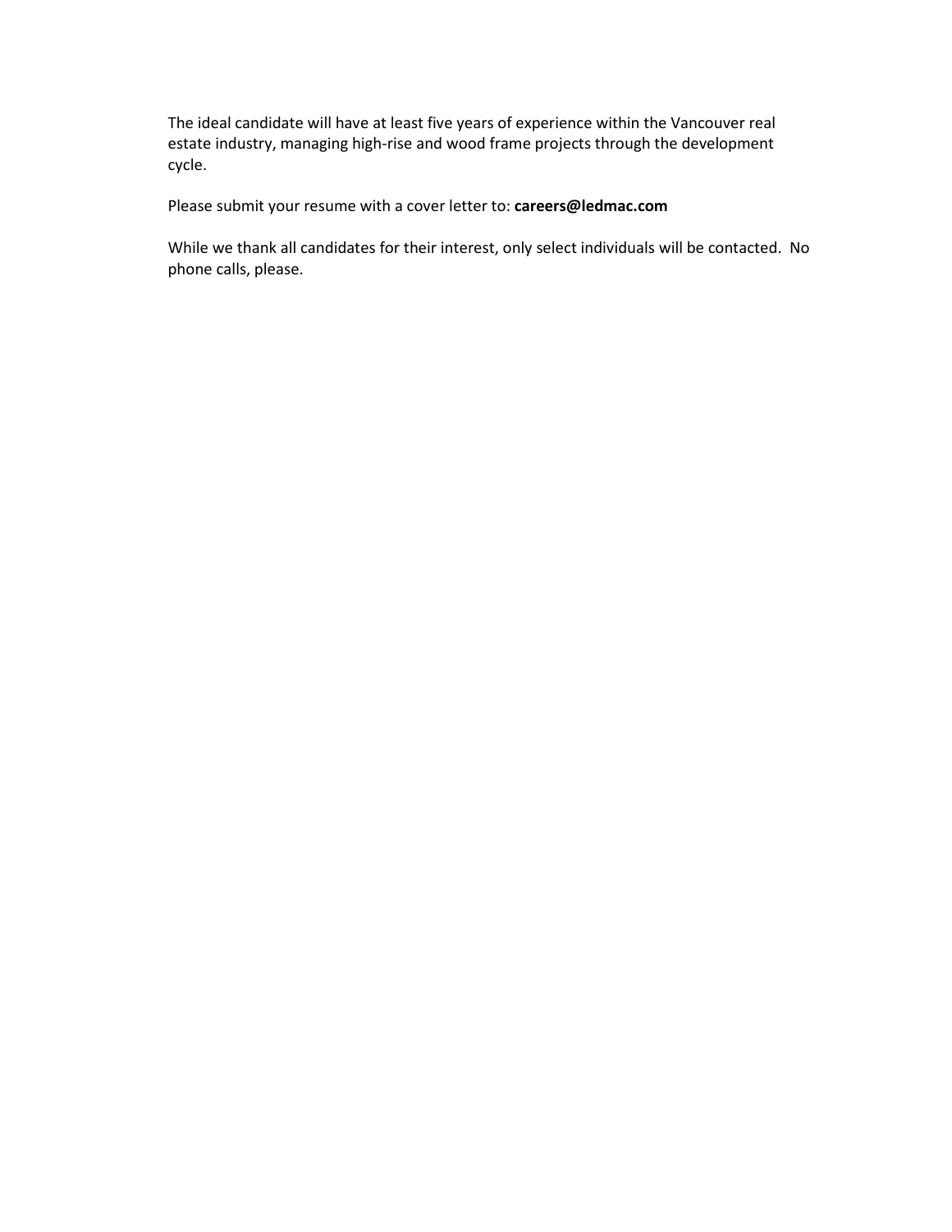The ideal candidate will have at least five years of experience within the Vancouver real estate industry, managing high-rise and wood frame projects through the development cycle.

Please submit your resume with a cover letter to: **careers@ledmac.com**

While we thank all candidates for their interest, only select individuals will be contacted. No phone calls, please.